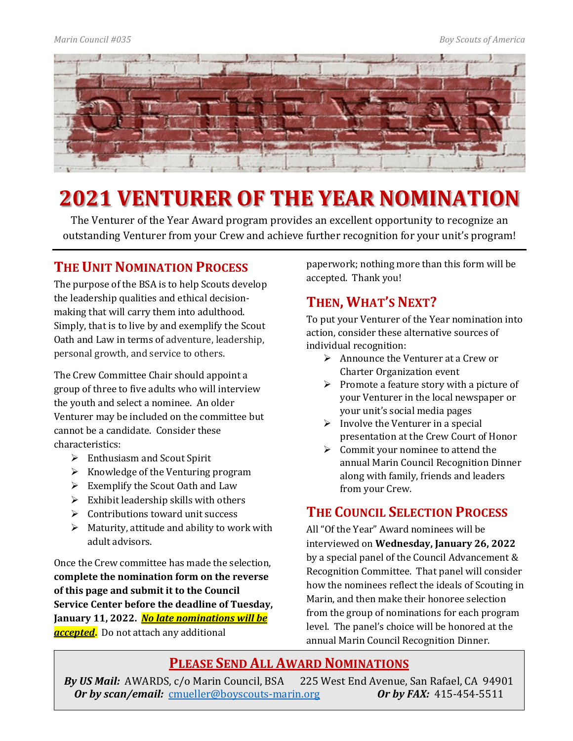# 2021 VENTURER OF THE YEAR NOMINATION

The Venturer of the Year Award program provides an excellent opportunity to recognize an outstanding Venturer from your Crew and achieve further recognition for your unit's program!

## THE UNIT NOMINATION PROCESS

The purpose of the BSA is to help Scouts develop the leadership qualities and ethical decision-making that will carry them into adulthood. Simply, that is to live by and exemplify the Scout Oath and Law in terms of adventure, leadership, personal growth, and service to others.

The Crew Committee Chair should appoint a group of three to five adults who will interview the youth and select a nominee. An older Venturer may be included on the committee but cannot be a candidate. Consider these characteristics:

- Enthusiasm and Scout Spirit
- Knowledge of the Venturing program
- Exemplify the Scout Oath and Law
- Exhibit leadership skills with others
- Contributions toward unit success
- Maturity, attitude and ability to work with adult advisors.

Once the Crew committee has made the selection, **complete the nomination form on the reverse of this page and submit it to the Council Service Center before the deadline of Tuesday, January 11, 2022.** ***No late nominations will be accepted*.** Do not attach any additional paperwork; nothing more than this form will be accepted. Thank you!

## THEN, WHAT'S NEXT?

To put your Venturer of the Year nomination into action, consider these alternative sources of individual recognition:

- Announce the Venturer at a Crew or Charter Organization event
- Promote a feature story with a picture of your Venturer in the local newspaper or your unit's social media pages
- Involve the Venturer in a special presentation at the Crew Court of Honor
- Commit your nominee to attend the annual Marin Council Recognition Dinner along with family, friends and leaders from your Crew.

## THE COUNCIL SELECTION PROCESS

All "Of the Year" Award nominees will be interviewed on **Wednesday, January 26, 2022** by a special panel of the Council Advancement & Recognition Committee. That panel will consider how the nominees reflect the ideals of Scouting in Marin, and then make their honoree selection from the group of nominations for each program level. The panel's choice will be honored at the annual Marin Council Recognition Dinner.

## PLEASE SEND ALL AWARD NOMINATIONS

***By US Mail:*** AWARDS, c/o Marin Council, BSA 225 West End Avenue, San Rafael, CA 94901
***Or by scan/email:*** cmueller@boyscouts-marin.org ***Or by FAX:*** 415-454-5511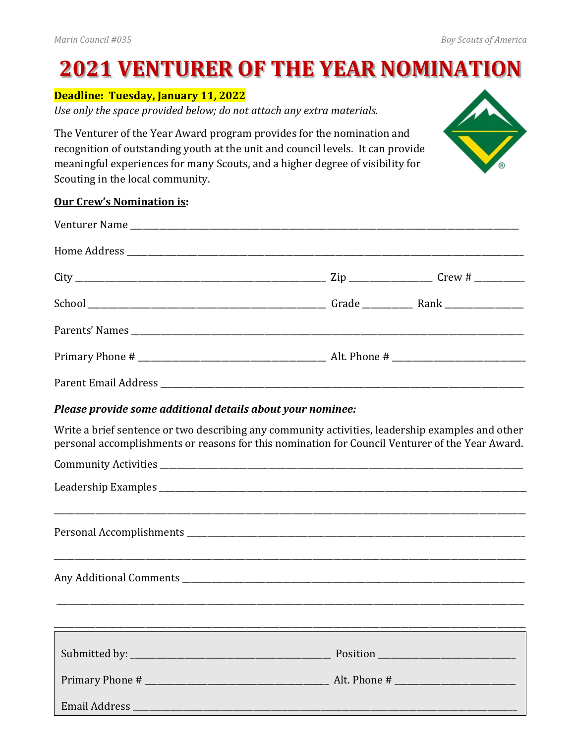# 2021 VENTURER OF THE YEAR NOMINATION

**Deadline: Tuesday, January 11, 2022**

*Use only the space provided below; do not attach any extra materials.*

The Venturer of the Year Award program provides for the nomination and recognition of outstanding youth at the unit and council levels. It can provide meaningful experiences for many Scouts, and a higher degree of visibility for Scouting in the local community.

**Our Crew's Nomination is:**

Venturer Name ______________________________________________

Home Address ______________________________________________

City ______________________________ Zip __________ Crew # ________

School ____________________________ Grade ________ Rank __________

Parents' Names ______________________________________________

Primary Phone # ______________________ Alt. Phone # ________________

Parent Email Address __________________________________________

***Please provide some additional details about your nominee:***

Write a brief sentence or two describing any community activities, leadership examples and other personal accomplishments or reasons for this nomination for Council Venturer of the Year Award.

Community Activities __________________________________________

Leadership Examples __________________________________________

______________________________________________________________

Personal Accomplishments ______________________________________

______________________________________________________________

Any Additional Comments ______________________________________

______________________________________________________________

______________________________________________________________

Submitted by: ____________________________ Position ________________

Primary Phone # ______________________ Alt. Phone # ________________

Email Address ______________________________________________